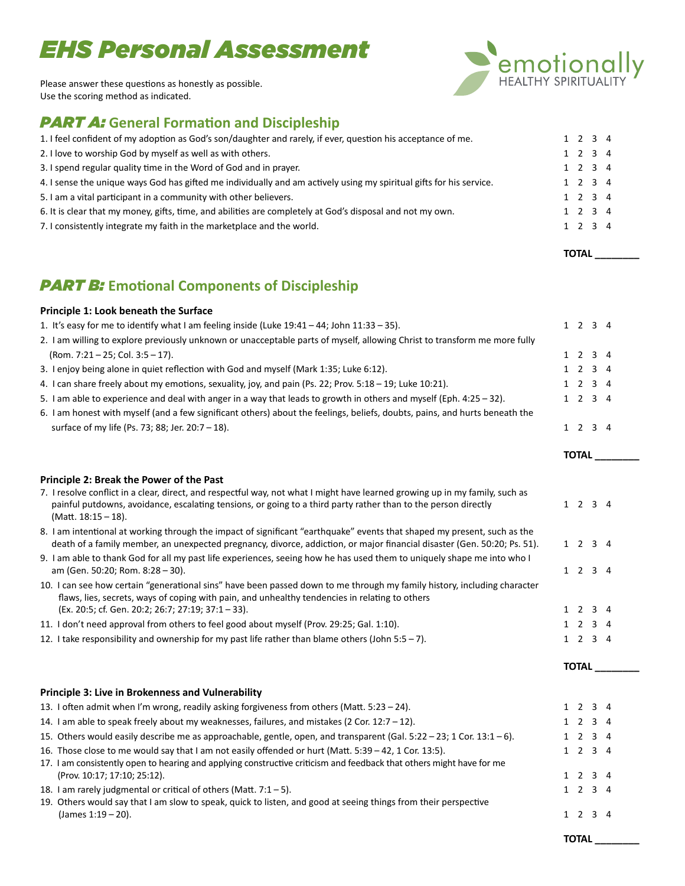# EHS Personal Assessment

emotionally HEALTHY SPIRITUALITY

Please answer these questions as honestly as possible.
Use the scoring method as indicated.

## PART A: General Formation and Discipleship

| Statement | Score |
|---|---|
| 1. I feel confident of my adoption as God's son/daughter and rarely, if ever, question his acceptance of me. | 1 2 3 4 |
| 2. I love to worship God by myself as well as with others. | 1 2 3 4 |
| 3. I spend regular quality time in the Word of God and in prayer. | 1 2 3 4 |
| 4. I sense the unique ways God has gifted me individually and am actively using my spiritual gifts for his service. | 1 2 3 4 |
| 5. I am a vital participant in a community with other believers. | 1 2 3 4 |
| 6. It is clear that my money, gifts, time, and abilities are completely at God's disposal and not my own. | 1 2 3 4 |
| 7. I consistently integrate my faith in the marketplace and the world. | 1 2 3 4 |

**TOTAL ________**

## PART B: Emotional Components of Discipleship

### Principle 1: Look beneath the Surface

| Statement | Score |
|---|---|
| 1. It's easy for me to identify what I am feeling inside (Luke 19:41 – 44; John 11:33 – 35). | 1 2 3 4 |
| 2. I am willing to explore previously unknown or unacceptable parts of myself, allowing Christ to transform me more fully (Rom. 7:21 – 25; Col. 3:5 – 17). | 1 2 3 4 |
| 3. I enjoy being alone in quiet reflection with God and myself (Mark 1:35; Luke 6:12). | 1 2 3 4 |
| 4. I can share freely about my emotions, sexuality, joy, and pain (Ps. 22; Prov. 5:18 – 19; Luke 10:21). | 1 2 3 4 |
| 5. I am able to experience and deal with anger in a way that leads to growth in others and myself (Eph. 4:25 – 32). | 1 2 3 4 |
| 6. I am honest with myself (and a few significant others) about the feelings, beliefs, doubts, pains, and hurts beneath the surface of my life (Ps. 73; 88; Jer. 20:7 – 18). | 1 2 3 4 |

**TOTAL ________**

### Principle 2: Break the Power of the Past

| Statement | Score |
|---|---|
| 7. I resolve conflict in a clear, direct, and respectful way, not what I might have learned growing up in my family, such as painful putdowns, avoidance, escalating tensions, or going to a third party rather than to the person directly (Matt. 18:15 – 18). | 1 2 3 4 |
| 8. I am intentional at working through the impact of significant "earthquake" events that shaped my present, such as the death of a family member, an unexpected pregnancy, divorce, addiction, or major financial disaster (Gen. 50:20; Ps. 51). | 1 2 3 4 |
| 9. I am able to thank God for all my past life experiences, seeing how he has used them to uniquely shape me into who I am (Gen. 50:20; Rom. 8:28 – 30). | 1 2 3 4 |
| 10. I can see how certain "generational sins" have been passed down to me through my family history, including character flaws, lies, secrets, ways of coping with pain, and unhealthy tendencies in relating to others (Ex. 20:5; cf. Gen. 20:2; 26:7; 27:19; 37:1 – 33). | 1 2 3 4 |
| 11. I don't need approval from others to feel good about myself (Prov. 29:25; Gal. 1:10). | 1 2 3 4 |
| 12. I take responsibility and ownership for my past life rather than blame others (John 5:5 – 7). | 1 2 3 4 |

**TOTAL ________**

### Principle 3: Live in Brokenness and Vulnerability

| Statement | Score |
|---|---|
| 13. I often admit when I'm wrong, readily asking forgiveness from others (Matt. 5:23 – 24). | 1 2 3 4 |
| 14. I am able to speak freely about my weaknesses, failures, and mistakes (2 Cor. 12:7 – 12). | 1 2 3 4 |
| 15. Others would easily describe me as approachable, gentle, open, and transparent (Gal. 5:22 – 23; 1 Cor. 13:1 – 6). | 1 2 3 4 |
| 16. Those close to me would say that I am not easily offended or hurt (Matt. 5:39 – 42, 1 Cor. 13:5). | 1 2 3 4 |
| 17. I am consistently open to hearing and applying constructive criticism and feedback that others might have for me (Prov. 10:17; 17:10; 25:12). | 1 2 3 4 |
| 18. I am rarely judgmental or critical of others (Matt. 7:1 – 5). | 1 2 3 4 |
| 19. Others would say that I am slow to speak, quick to listen, and good at seeing things from their perspective (James 1:19 – 20). | 1 2 3 4 |

**TOTAL ________**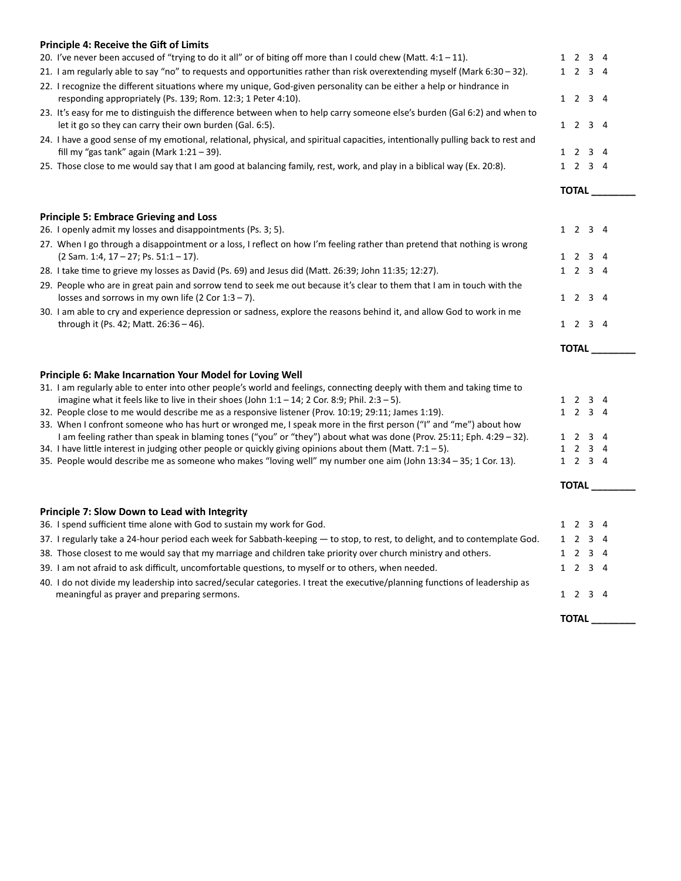**Principle 4: Receive the Gift of Limits**

| | |
|---|---|
| 20. I've never been accused of "trying to do it all" or of biting off more than I could chew (Matt. 4:1 – 11). | 1 2 3 4 |
| 21. I am regularly able to say "no" to requests and opportunities rather than risk overextending myself (Mark 6:30 – 32). | 1 2 3 4 |
| 22. I recognize the different situations where my unique, God-given personality can be either a help or hindrance in responding appropriately (Ps. 139; Rom. 12:3; 1 Peter 4:10). | 1 2 3 4 |
| 23. It's easy for me to distinguish the difference between when to help carry someone else's burden (Gal 6:2) and when to let it go so they can carry their own burden (Gal. 6:5). | 1 2 3 4 |
| 24. I have a good sense of my emotional, relational, physical, and spiritual capacities, intentionally pulling back to rest and fill my "gas tank" again (Mark 1:21 – 39). | 1 2 3 4 |
| 25. Those close to me would say that I am good at balancing family, rest, work, and play in a biblical way (Ex. 20:8). | 1 2 3 4 |
| | **TOTAL** ________ |

**Principle 5: Embrace Grieving and Loss**

| | |
|---|---|
| 26. I openly admit my losses and disappointments (Ps. 3; 5). | 1 2 3 4 |
| 27. When I go through a disappointment or a loss, I reflect on how I'm feeling rather than pretend that nothing is wrong (2 Sam. 1:4, 17 – 27; Ps. 51:1 – 17). | 1 2 3 4 |
| 28. I take time to grieve my losses as David (Ps. 69) and Jesus did (Matt. 26:39; John 11:35; 12:27). | 1 2 3 4 |
| 29. People who are in great pain and sorrow tend to seek me out because it's clear to them that I am in touch with the losses and sorrows in my own life (2 Cor 1:3 – 7). | 1 2 3 4 |
| 30. I am able to cry and experience depression or sadness, explore the reasons behind it, and allow God to work in me through it (Ps. 42; Matt. 26:36 – 46). | 1 2 3 4 |
| | **TOTAL** ________ |

**Principle 6: Make Incarnation Your Model for Loving Well**

| | |
|---|---|
| 31. I am regularly able to enter into other people's world and feelings, connecting deeply with them and taking time to imagine what it feels like to live in their shoes (John 1:1 – 14; 2 Cor. 8:9; Phil. 2:3 – 5). | 1 2 3 4 |
| 32. People close to me would describe me as a responsive listener (Prov. 10:19; 29:11; James 1:19). | 1 2 3 4 |
| 33. When I confront someone who has hurt or wronged me, I speak more in the first person ("I" and "me") about how I am feeling rather than speak in blaming tones ("you" or "they") about what was done (Prov. 25:11; Eph. 4:29 – 32). | 1 2 3 4 |
| 34. I have little interest in judging other people or quickly giving opinions about them (Matt. 7:1 – 5). | 1 2 3 4 |
| 35. People would describe me as someone who makes "loving well" my number one aim (John 13:34 – 35; 1 Cor. 13). | 1 2 3 4 |
| | **TOTAL** ________ |

**Principle 7: Slow Down to Lead with Integrity**

| | |
|---|---|
| 36. I spend sufficient time alone with God to sustain my work for God. | 1 2 3 4 |
| 37. I regularly take a 24-hour period each week for Sabbath-keeping — to stop, to rest, to delight, and to contemplate God. | 1 2 3 4 |
| 38. Those closest to me would say that my marriage and children take priority over church ministry and others. | 1 2 3 4 |
| 39. I am not afraid to ask difficult, uncomfortable questions, to myself or to others, when needed. | 1 2 3 4 |
| 40. I do not divide my leadership into sacred/secular categories. I treat the executive/planning functions of leadership as meaningful as prayer and preparing sermons. | 1 2 3 4 |
| | **TOTAL** ________ |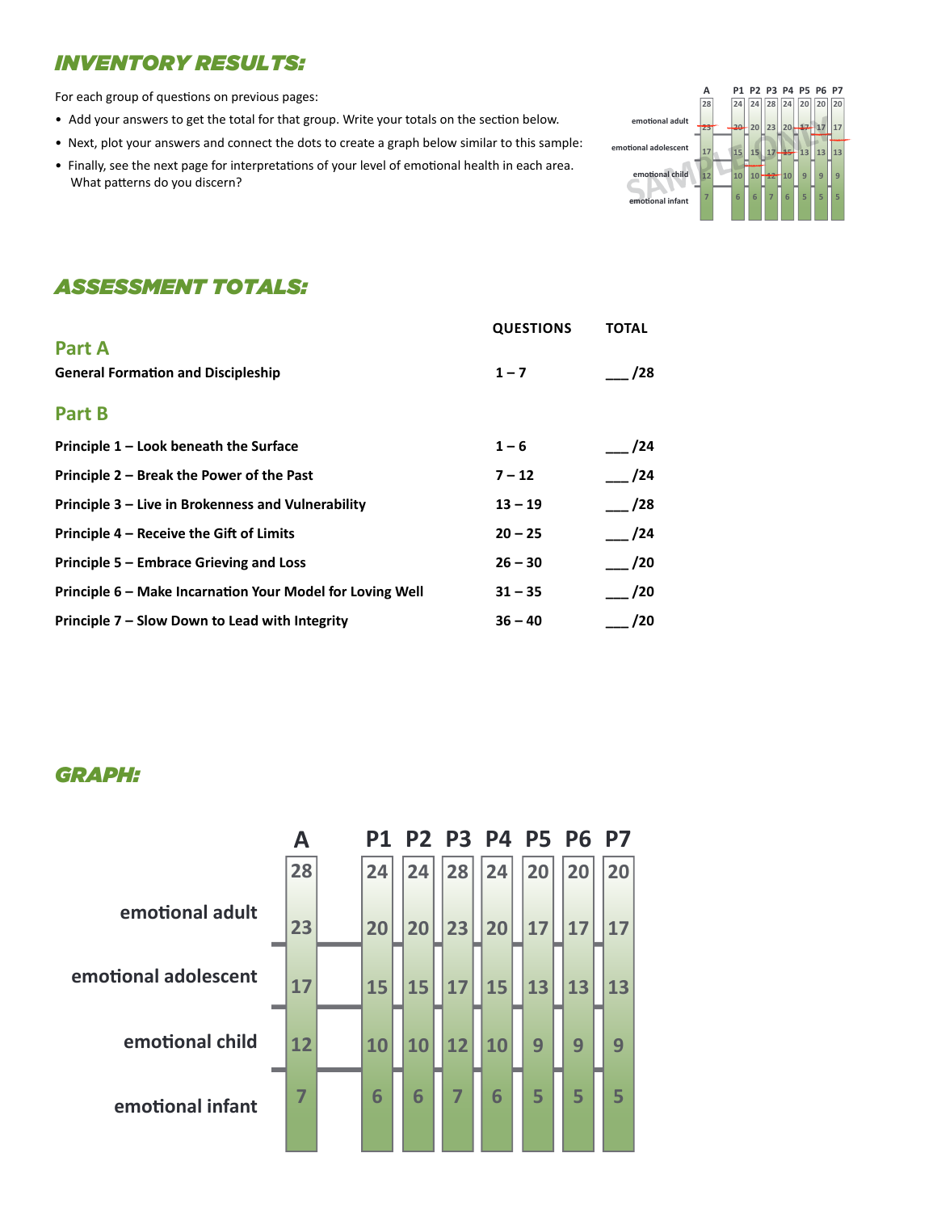## INVENTORY RESULTS:

For each group of questions on previous pages:

- Add your answers to get the total for that group. Write your totals on the section below.
- Next, plot your answers and connect the dots to create a graph below similar to this sample:
- Finally, see the next page for interpretations of your level of emotional health in each area. What patterns do you discern?

## ASSESSMENT TOTALS:

| | QUESTIONS | TOTAL |
|---|---|---|
| **Part A** | | |
| **General Formation and Discipleship** | **1 – 7** | ___ /28 |
| **Part B** | | |
| **Principle 1 – Look beneath the Surface** | **1 – 6** | ___ /24 |
| **Principle 2 – Break the Power of the Past** | **7 – 12** | ___ /24 |
| **Principle 3 – Live in Brokenness and Vulnerability** | **13 – 19** | ___ /28 |
| **Principle 4 – Receive the Gift of Limits** | **20 – 25** | ___ /24 |
| **Principle 5 – Embrace Grieving and Loss** | **26 – 30** | ___ /20 |
| **Principle 6 – Make Incarnation Your Model for Loving Well** | **31 – 35** | ___ /20 |
| **Principle 7 – Slow Down to Lead with Integrity** | **36 – 40** | ___ /20 |

## GRAPH:

| | A | P1 | P2 | P3 | P4 | P5 | P6 | P7 |
|---|---|---|---|---|---|---|---|---|
| | 28 | 24 | 24 | 28 | 24 | 20 | 20 | 20 |
| emotional adult | 23 | 20 | 20 | 23 | 20 | 17 | 17 | 17 |
| emotional adolescent | 17 | 15 | 15 | 17 | 15 | 13 | 13 | 13 |
| emotional child | 12 | 10 | 10 | 12 | 10 | 9 | 9 | 9 |
| emotional infant | 7 | 6 | 6 | 7 | 6 | 5 | 5 | 5 |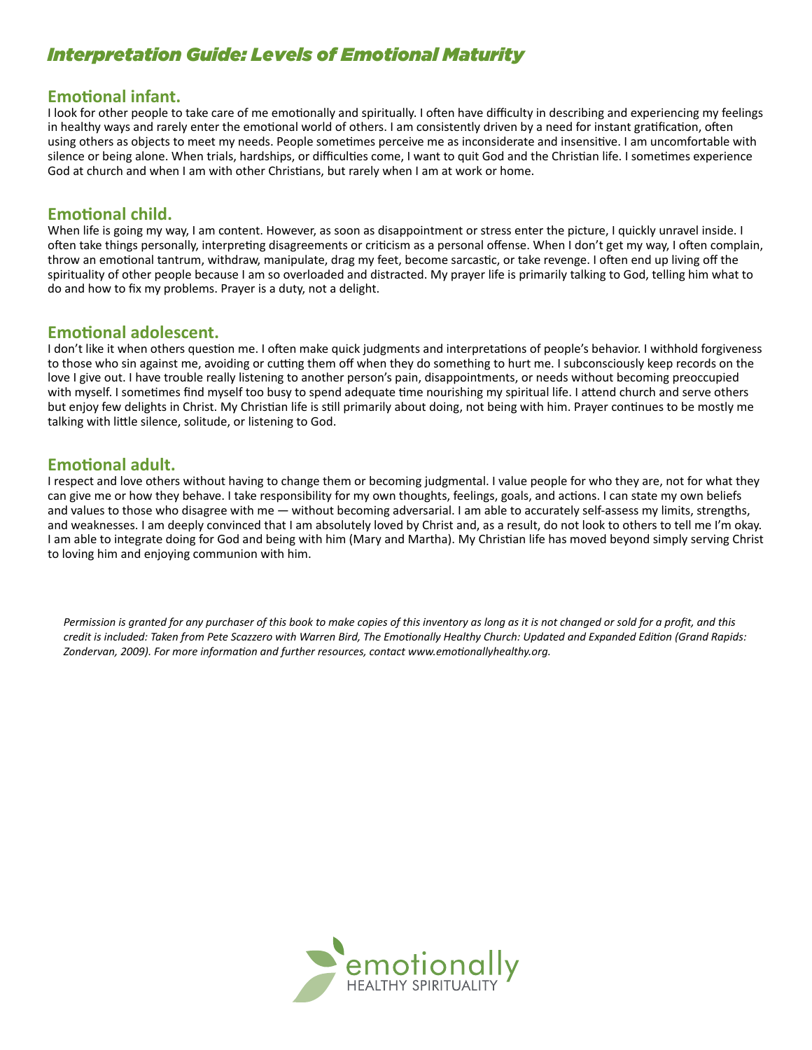## *Interpretation Guide: Levels of Emotional Maturity*

### Emotional infant.

I look for other people to take care of me emotionally and spiritually. I often have difficulty in describing and experiencing my feelings in healthy ways and rarely enter the emotional world of others. I am consistently driven by a need for instant gratification, often using others as objects to meet my needs. People sometimes perceive me as inconsiderate and insensitive. I am uncomfortable with silence or being alone. When trials, hardships, or difficulties come, I want to quit God and the Christian life. I sometimes experience God at church and when I am with other Christians, but rarely when I am at work or home.

### Emotional child.

When life is going my way, I am content. However, as soon as disappointment or stress enter the picture, I quickly unravel inside. I often take things personally, interpreting disagreements or criticism as a personal offense. When I don't get my way, I often complain, throw an emotional tantrum, withdraw, manipulate, drag my feet, become sarcastic, or take revenge. I often end up living off the spirituality of other people because I am so overloaded and distracted. My prayer life is primarily talking to God, telling him what to do and how to fix my problems. Prayer is a duty, not a delight.

### Emotional adolescent.

I don't like it when others question me. I often make quick judgments and interpretations of people's behavior. I withhold forgiveness to those who sin against me, avoiding or cutting them off when they do something to hurt me. I subconsciously keep records on the love I give out. I have trouble really listening to another person's pain, disappointments, or needs without becoming preoccupied with myself. I sometimes find myself too busy to spend adequate time nourishing my spiritual life. I attend church and serve others but enjoy few delights in Christ. My Christian life is still primarily about doing, not being with him. Prayer continues to be mostly me talking with little silence, solitude, or listening to God.

### Emotional adult.

I respect and love others without having to change them or becoming judgmental. I value people for who they are, not for what they can give me or how they behave. I take responsibility for my own thoughts, feelings, goals, and actions. I can state my own beliefs and values to those who disagree with me — without becoming adversarial. I am able to accurately self-assess my limits, strengths, and weaknesses. I am deeply convinced that I am absolutely loved by Christ and, as a result, do not look to others to tell me I'm okay. I am able to integrate doing for God and being with him (Mary and Martha). My Christian life has moved beyond simply serving Christ to loving him and enjoying communion with him.

*Permission is granted for any purchaser of this book to make copies of this inventory as long as it is not changed or sold for a profit, and this credit is included: Taken from Pete Scazzero with Warren Bird, The Emotionally Healthy Church: Updated and Expanded Edition (Grand Rapids: Zondervan, 2009). For more information and further resources, contact www.emotionallyhealthy.org.*

emotionally HEALTHY SPIRITUALITY